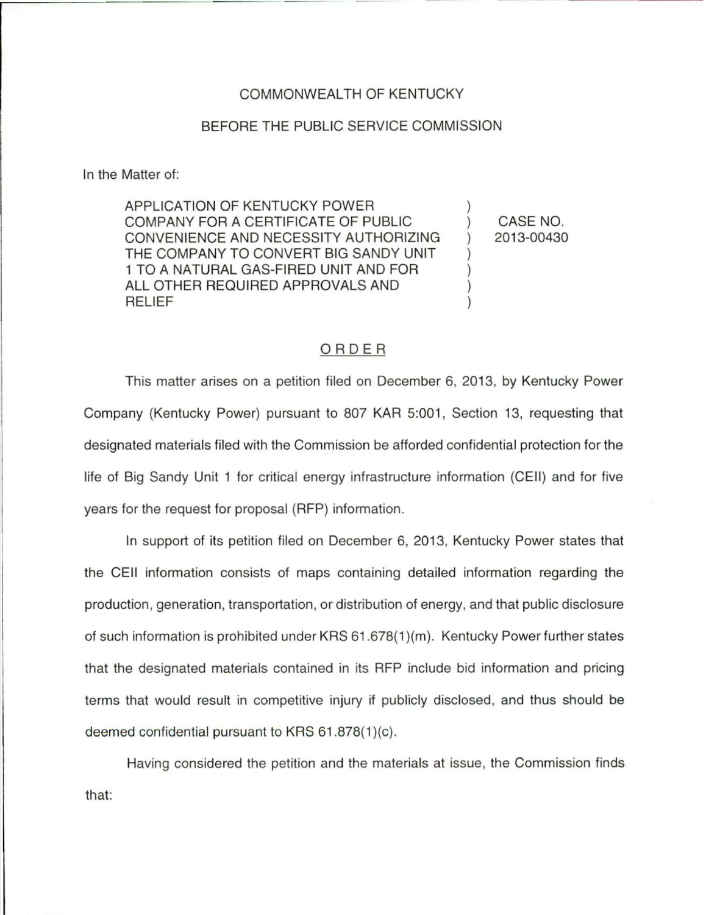COMMONWEALTH OF KENTUCKY

BEFORE THE PUBLIC SERVICE COMMISSION

In the Matter of:

| | | |
|---|---|---|
| APPLICATION OF KENTUCKY POWER COMPANY FOR A CERTIFICATE OF PUBLIC CONVENIENCE AND NECESSITY AUTHORIZING THE COMPANY TO CONVERT BIG SANDY UNIT 1 TO A NATURAL GAS-FIRED UNIT AND FOR ALL OTHER REQUIRED APPROVALS AND RELIEF | ) | CASE NO. 2013-00430 |

## ORDER

This matter arises on a petition filed on December 6, 2013, by Kentucky Power Company (Kentucky Power) pursuant to 807 KAR 5:001, Section 13, requesting that designated materials filed with the Commission be afforded confidential protection for the life of Big Sandy Unit 1 for critical energy infrastructure information (CEII) and for five years for the request for proposal (RFP) information.

In support of its petition filed on December 6, 2013, Kentucky Power states that the CEII information consists of maps containing detailed information regarding the production, generation, transportation, or distribution of energy, and that public disclosure of such information is prohibited under KRS 61.678(1)(m). Kentucky Power further states that the designated materials contained in its RFP include bid information and pricing terms that would result in competitive injury if publicly disclosed, and thus should be deemed confidential pursuant to KRS 61.878(1)(c).

Having considered the petition and the materials at issue, the Commission finds that: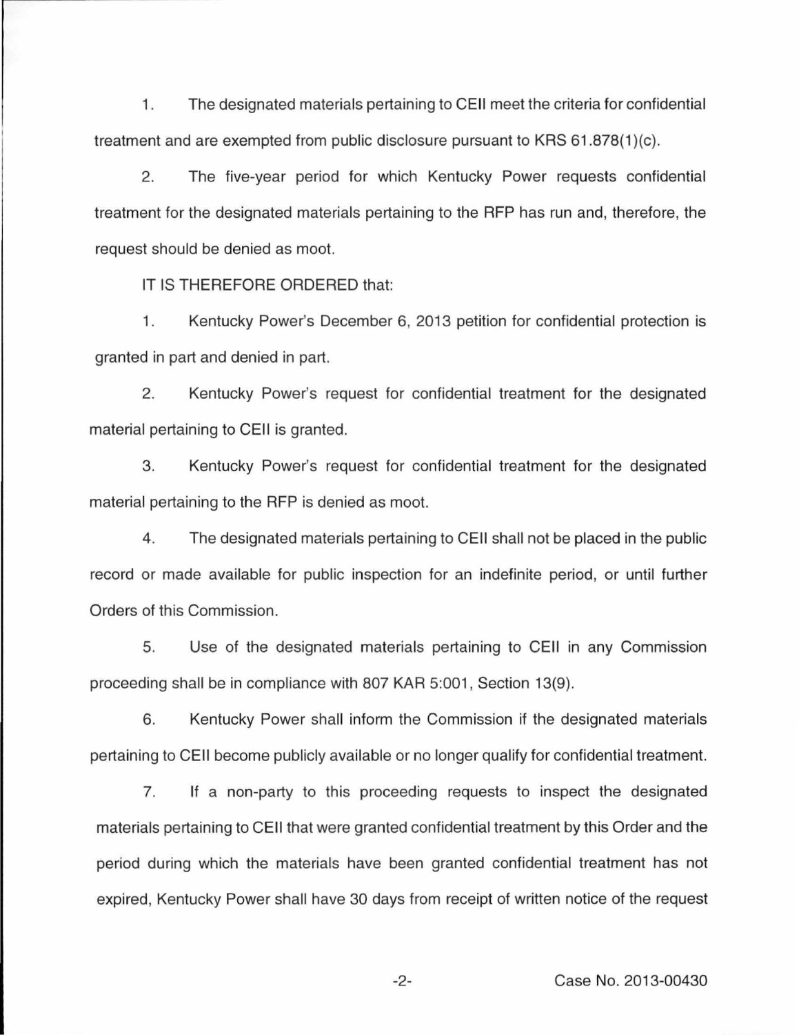1. The designated materials pertaining to CEII meet the criteria for confidential treatment and are exempted from public disclosure pursuant to KRS 61.878(1)(c).

2. The five-year period for which Kentucky Power requests confidential treatment for the designated materials pertaining to the RFP has run and, therefore, the request should be denied as moot.

IT IS THEREFORE ORDERED that:

1. Kentucky Power's December 6, 2013 petition for confidential protection is granted in part and denied in part.

2. Kentucky Power's request for confidential treatment for the designated material pertaining to CEII is granted.

3. Kentucky Power's request for confidential treatment for the designated material pertaining to the RFP is denied as moot.

4. The designated materials pertaining to CEII shall not be placed in the public record or made available for public inspection for an indefinite period, or until further Orders of this Commission.

5. Use of the designated materials pertaining to CEII in any Commission proceeding shall be in compliance with 807 KAR 5:001, Section 13(9).

6. Kentucky Power shall inform the Commission if the designated materials pertaining to CEII become publicly available or no longer qualify for confidential treatment.

7. If a non-party to this proceeding requests to inspect the designated materials pertaining to CEII that were granted confidential treatment by this Order and the period during which the materials have been granted confidential treatment has not expired, Kentucky Power shall have 30 days from receipt of written notice of the request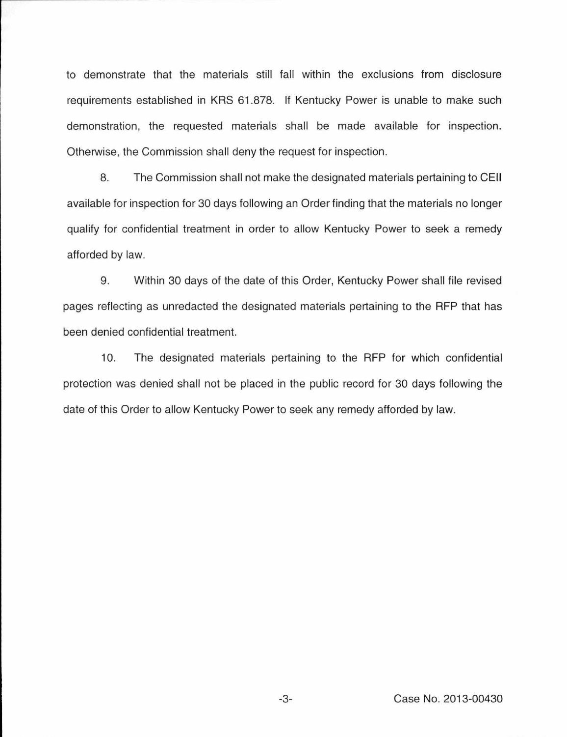to demonstrate that the materials still fall within the exclusions from disclosure requirements established in KRS 61.878. If Kentucky Power is unable to make such demonstration, the requested materials shall be made available for inspection. Otherwise, the Commission shall deny the request for inspection.

8. The Commission shall not make the designated materials pertaining to CEII available for inspection for 30 days following an Order finding that the materials no longer qualify for confidential treatment in order to allow Kentucky Power to seek a remedy afforded by law.

9. Within 30 days of the date of this Order, Kentucky Power shall file revised pages reflecting as unredacted the designated materials pertaining to the RFP that has been denied confidential treatment.

10. The designated materials pertaining to the RFP for which confidential protection was denied shall not be placed in the public record for 30 days following the date of this Order to allow Kentucky Power to seek any remedy afforded by law.

Case No. 2013-00430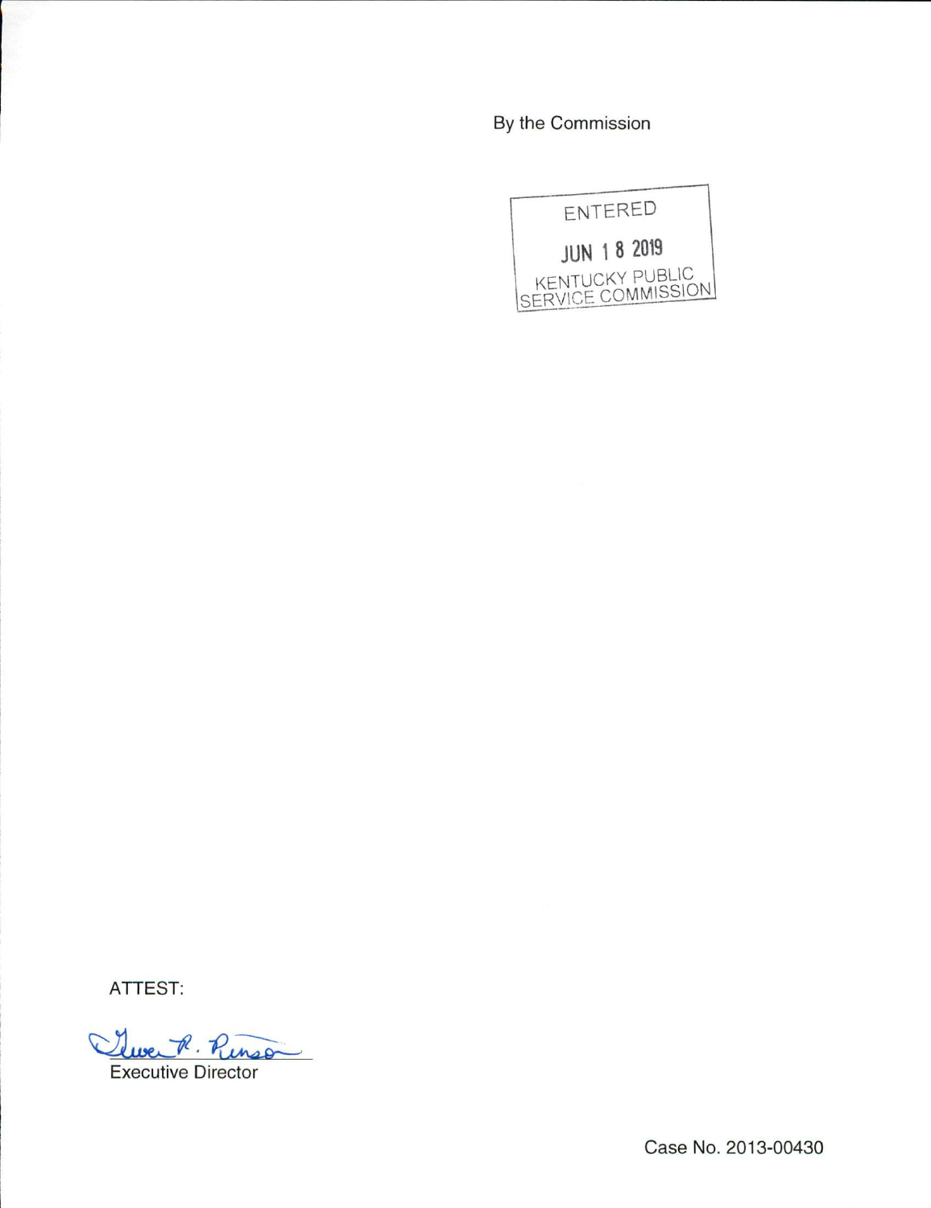By the Commission

ENTERED

JUN 18 2019

KENTUCKY PUBLIC SERVICE COMMISSION

ATTEST:

Gwen R. Pinson

Executive Director

Case No. 2013-00430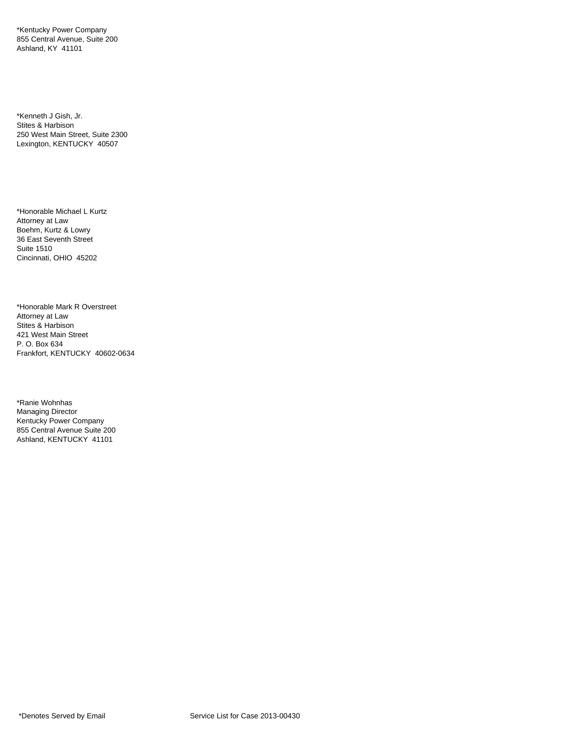*Kentucky Power Company
855 Central Avenue, Suite 200
Ashland, KY 41101

*Kenneth J Gish, Jr.
Stites & Harbison
250 West Main Street, Suite 2300
Lexington, KENTUCKY 40507

*Honorable Michael L Kurtz
Attorney at Law
Boehm, Kurtz & Lowry
36 East Seventh Street
Suite 1510
Cincinnati, OHIO 45202

*Honorable Mark R Overstreet
Attorney at Law
Stites & Harbison
421 West Main Street
P. O. Box 634
Frankfort, KENTUCKY 40602-0634

*Ranie Wohnhas
Managing Director
Kentucky Power Company
855 Central Avenue Suite 200
Ashland, KENTUCKY 41101

*Denotes Served by Email

Service List for Case 2013-00430